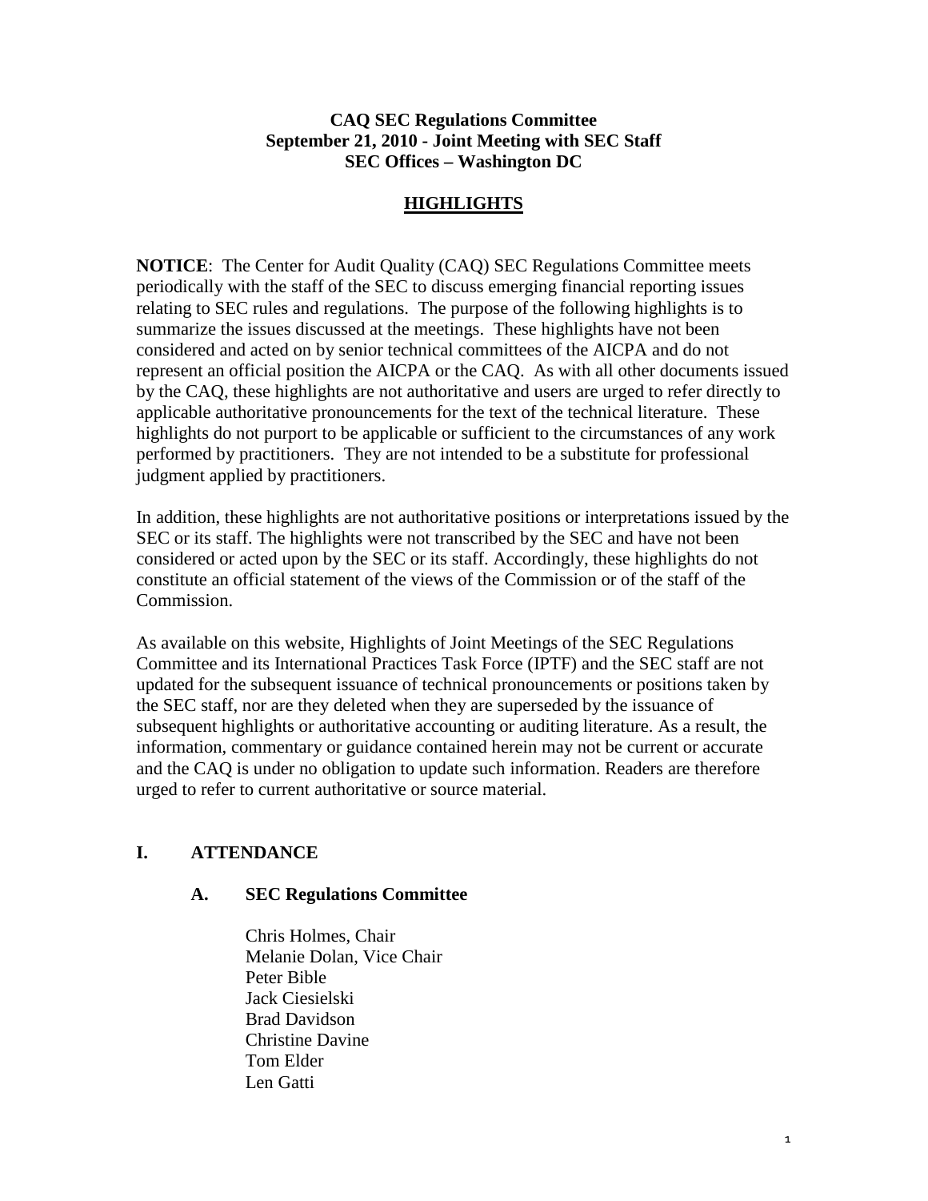**CAQ SEC Regulations Committee**
**September 21, 2010 - Joint Meeting with SEC Staff**
**SEC Offices – Washington DC**

# HIGHLIGHTS

**NOTICE**: The Center for Audit Quality (CAQ) SEC Regulations Committee meets periodically with the staff of the SEC to discuss emerging financial reporting issues relating to SEC rules and regulations. The purpose of the following highlights is to summarize the issues discussed at the meetings. These highlights have not been considered and acted on by senior technical committees of the AICPA and do not represent an official position the AICPA or the CAQ. As with all other documents issued by the CAQ, these highlights are not authoritative and users are urged to refer directly to applicable authoritative pronouncements for the text of the technical literature. These highlights do not purport to be applicable or sufficient to the circumstances of any work performed by practitioners. They are not intended to be a substitute for professional judgment applied by practitioners.

In addition, these highlights are not authoritative positions or interpretations issued by the SEC or its staff. The highlights were not transcribed by the SEC and have not been considered or acted upon by the SEC or its staff. Accordingly, these highlights do not constitute an official statement of the views of the Commission or of the staff of the Commission.

As available on this website, Highlights of Joint Meetings of the SEC Regulations Committee and its International Practices Task Force (IPTF) and the SEC staff are not updated for the subsequent issuance of technical pronouncements or positions taken by the SEC staff, nor are they deleted when they are superseded by the issuance of subsequent highlights or authoritative accounting or auditing literature. As a result, the information, commentary or guidance contained herein may not be current or accurate and the CAQ is under no obligation to update such information. Readers are therefore urged to refer to current authoritative or source material.

## I. ATTENDANCE

### A. SEC Regulations Committee

Chris Holmes, Chair
Melanie Dolan, Vice Chair
Peter Bible
Jack Ciesielski
Brad Davidson
Christine Davine
Tom Elder
Len Gatti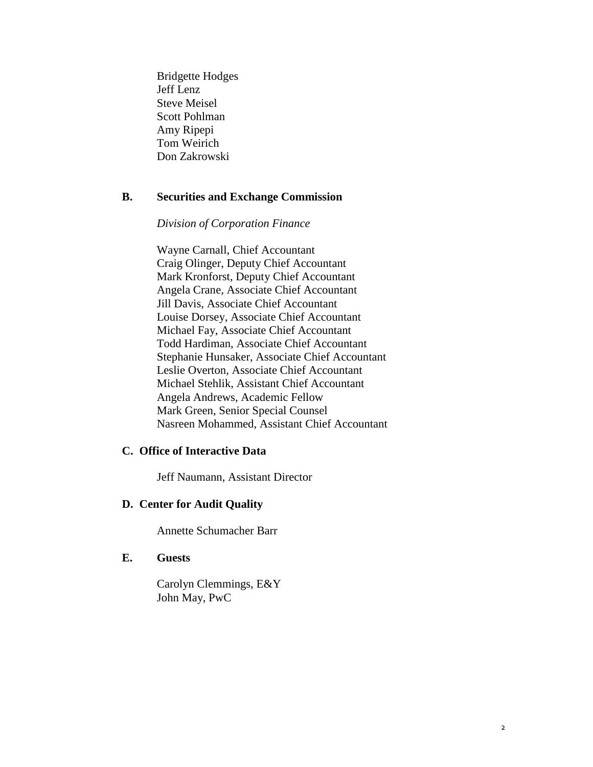Bridgette Hodges
Jeff Lenz
Steve Meisel
Scott Pohlman
Amy Ripepi
Tom Weirich
Don Zakrowski

## B. Securities and Exchange Commission

*Division of Corporation Finance*

Wayne Carnall, Chief Accountant
Craig Olinger, Deputy Chief Accountant
Mark Kronforst, Deputy Chief Accountant
Angela Crane, Associate Chief Accountant
Jill Davis, Associate Chief Accountant
Louise Dorsey, Associate Chief Accountant
Michael Fay, Associate Chief Accountant
Todd Hardiman, Associate Chief Accountant
Stephanie Hunsaker, Associate Chief Accountant
Leslie Overton, Associate Chief Accountant
Michael Stehlik, Assistant Chief Accountant
Angela Andrews, Academic Fellow
Mark Green, Senior Special Counsel
Nasreen Mohammed, Assistant Chief Accountant

## C. Office of Interactive Data

Jeff Naumann, Assistant Director

## D. Center for Audit Quality

Annette Schumacher Barr

## E. Guests

Carolyn Clemmings, E&Y
John May, PwC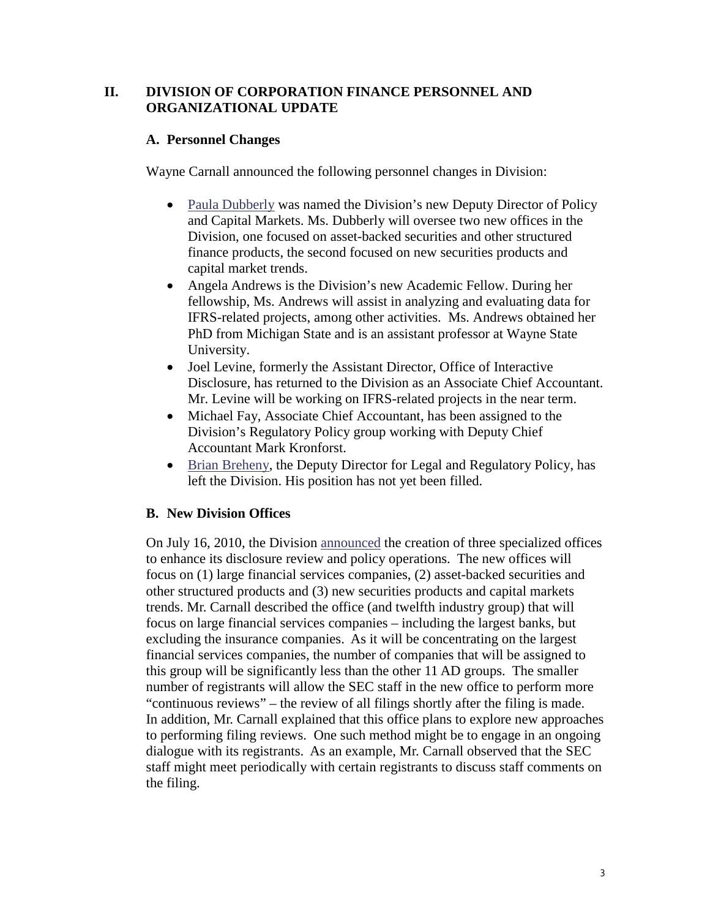## II. DIVISION OF CORPORATION FINANCE PERSONNEL AND ORGANIZATIONAL UPDATE

### A. Personnel Changes

Wayne Carnall announced the following personnel changes in Division:

- Paula Dubberly was named the Division's new Deputy Director of Policy and Capital Markets. Ms. Dubberly will oversee two new offices in the Division, one focused on asset-backed securities and other structured finance products, the second focused on new securities products and capital market trends.
- Angela Andrews is the Division's new Academic Fellow. During her fellowship, Ms. Andrews will assist in analyzing and evaluating data for IFRS-related projects, among other activities. Ms. Andrews obtained her PhD from Michigan State and is an assistant professor at Wayne State University.
- Joel Levine, formerly the Assistant Director, Office of Interactive Disclosure, has returned to the Division as an Associate Chief Accountant. Mr. Levine will be working on IFRS-related projects in the near term.
- Michael Fay, Associate Chief Accountant, has been assigned to the Division's Regulatory Policy group working with Deputy Chief Accountant Mark Kronforst.
- Brian Breheny, the Deputy Director for Legal and Regulatory Policy, has left the Division. His position has not yet been filled.

### B. New Division Offices

On July 16, 2010, the Division announced the creation of three specialized offices to enhance its disclosure review and policy operations. The new offices will focus on (1) large financial services companies, (2) asset-backed securities and other structured products and (3) new securities products and capital markets trends. Mr. Carnall described the office (and twelfth industry group) that will focus on large financial services companies – including the largest banks, but excluding the insurance companies. As it will be concentrating on the largest financial services companies, the number of companies that will be assigned to this group will be significantly less than the other 11 AD groups. The smaller number of registrants will allow the SEC staff in the new office to perform more "continuous reviews" – the review of all filings shortly after the filing is made. In addition, Mr. Carnall explained that this office plans to explore new approaches to performing filing reviews. One such method might be to engage in an ongoing dialogue with its registrants. As an example, Mr. Carnall observed that the SEC staff might meet periodically with certain registrants to discuss staff comments on the filing.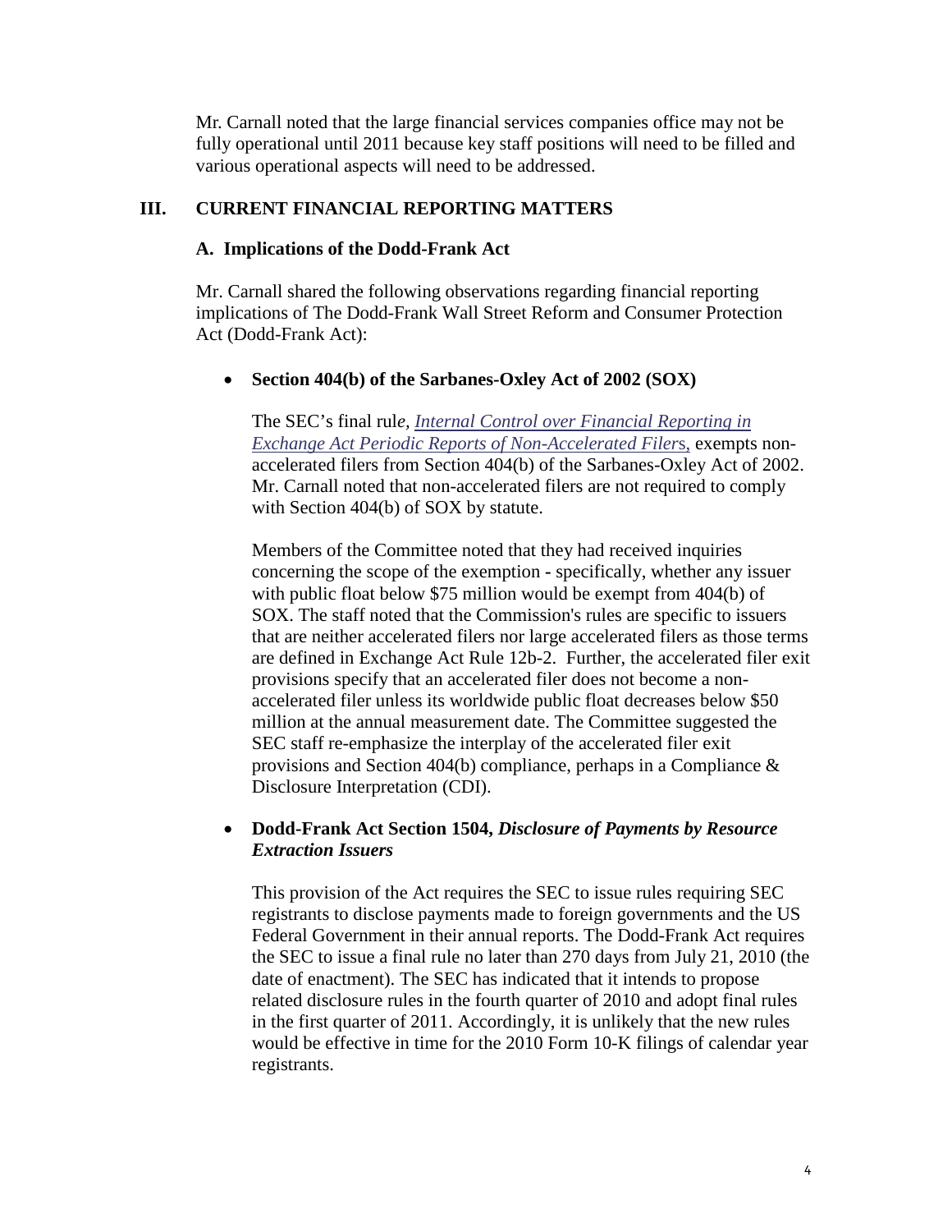Mr. Carnall noted that the large financial services companies office may not be fully operational until 2011 because key staff positions will need to be filled and various operational aspects will need to be addressed.

## III. CURRENT FINANCIAL REPORTING MATTERS

### A. Implications of the Dodd-Frank Act

Mr. Carnall shared the following observations regarding financial reporting implications of The Dodd-Frank Wall Street Reform and Consumer Protection Act (Dodd-Frank Act):

- **Section 404(b) of the Sarbanes-Oxley Act of 2002 (SOX)**

  The SEC's final rul*e, Internal Control over Financial Reporting in Exchange Act Periodic Reports of Non-Accelerated Filers*, exempts non-accelerated filers from Section 404(b) of the Sarbanes-Oxley Act of 2002. Mr. Carnall noted that non-accelerated filers are not required to comply with Section 404(b) of SOX by statute.

  Members of the Committee noted that they had received inquiries concerning the scope of the exemption - specifically, whether any issuer with public float below $75 million would be exempt from 404(b) of SOX. The staff noted that the Commission's rules are specific to issuers that are neither accelerated filers nor large accelerated filers as those terms are defined in Exchange Act Rule 12b-2. Further, the accelerated filer exit provisions specify that an accelerated filer does not become a non-accelerated filer unless its worldwide public float decreases below $50 million at the annual measurement date. The Committee suggested the SEC staff re-emphasize the interplay of the accelerated filer exit provisions and Section 404(b) compliance, perhaps in a Compliance & Disclosure Interpretation (CDI).

- **Dodd-Frank Act Section 1504, *Disclosure of Payments by Resource Extraction Issuers***

  This provision of the Act requires the SEC to issue rules requiring SEC registrants to disclose payments made to foreign governments and the US Federal Government in their annual reports. The Dodd-Frank Act requires the SEC to issue a final rule no later than 270 days from July 21, 2010 (the date of enactment). The SEC has indicated that it intends to propose related disclosure rules in the fourth quarter of 2010 and adopt final rules in the first quarter of 2011. Accordingly, it is unlikely that the new rules would be effective in time for the 2010 Form 10-K filings of calendar year registrants.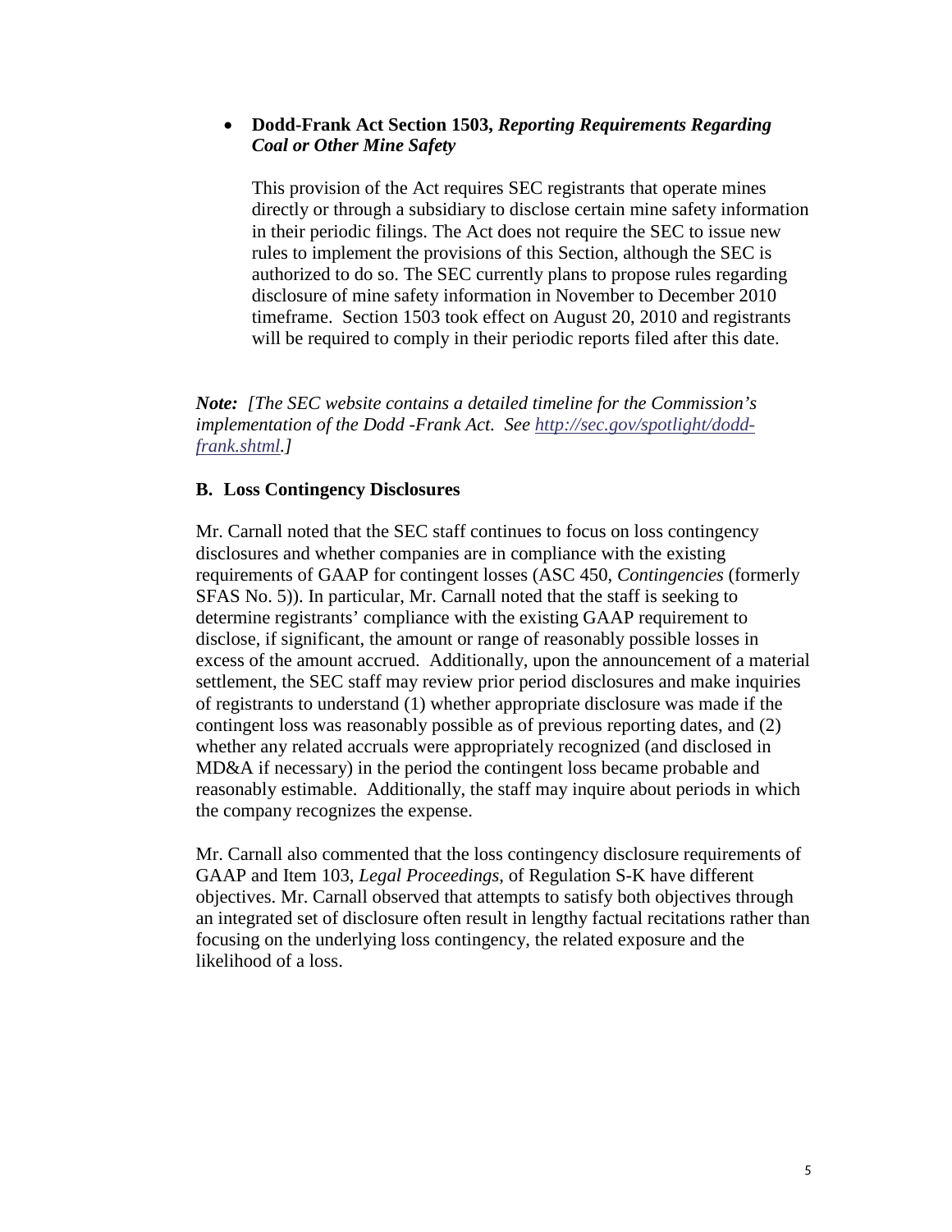- **Dodd-Frank Act Section 1503,** ***Reporting Requirements Regarding Coal or Other Mine Safety***

  This provision of the Act requires SEC registrants that operate mines directly or through a subsidiary to disclose certain mine safety information in their periodic filings. The Act does not require the SEC to issue new rules to implement the provisions of this Section, although the SEC is authorized to do so. The SEC currently plans to propose rules regarding disclosure of mine safety information in November to December 2010 timeframe. Section 1503 took effect on August 20, 2010 and registrants will be required to comply in their periodic reports filed after this date.

***Note:*** *[The SEC website contains a detailed timeline for the Commission's implementation of the Dodd -Frank Act. See [http://sec.gov/spotlight/dodd-frank.shtml](http://sec.gov/spotlight/dodd-frank.shtml).]*

### B. Loss Contingency Disclosures

Mr. Carnall noted that the SEC staff continues to focus on loss contingency disclosures and whether companies are in compliance with the existing requirements of GAAP for contingent losses (ASC 450, *Contingencies* (formerly SFAS No. 5)). In particular, Mr. Carnall noted that the staff is seeking to determine registrants' compliance with the existing GAAP requirement to disclose, if significant, the amount or range of reasonably possible losses in excess of the amount accrued. Additionally, upon the announcement of a material settlement, the SEC staff may review prior period disclosures and make inquiries of registrants to understand (1) whether appropriate disclosure was made if the contingent loss was reasonably possible as of previous reporting dates, and (2) whether any related accruals were appropriately recognized (and disclosed in MD&A if necessary) in the period the contingent loss became probable and reasonably estimable. Additionally, the staff may inquire about periods in which the company recognizes the expense.

Mr. Carnall also commented that the loss contingency disclosure requirements of GAAP and Item 103, *Legal Proceedings*, of Regulation S-K have different objectives. Mr. Carnall observed that attempts to satisfy both objectives through an integrated set of disclosure often result in lengthy factual recitations rather than focusing on the underlying loss contingency, the related exposure and the likelihood of a loss.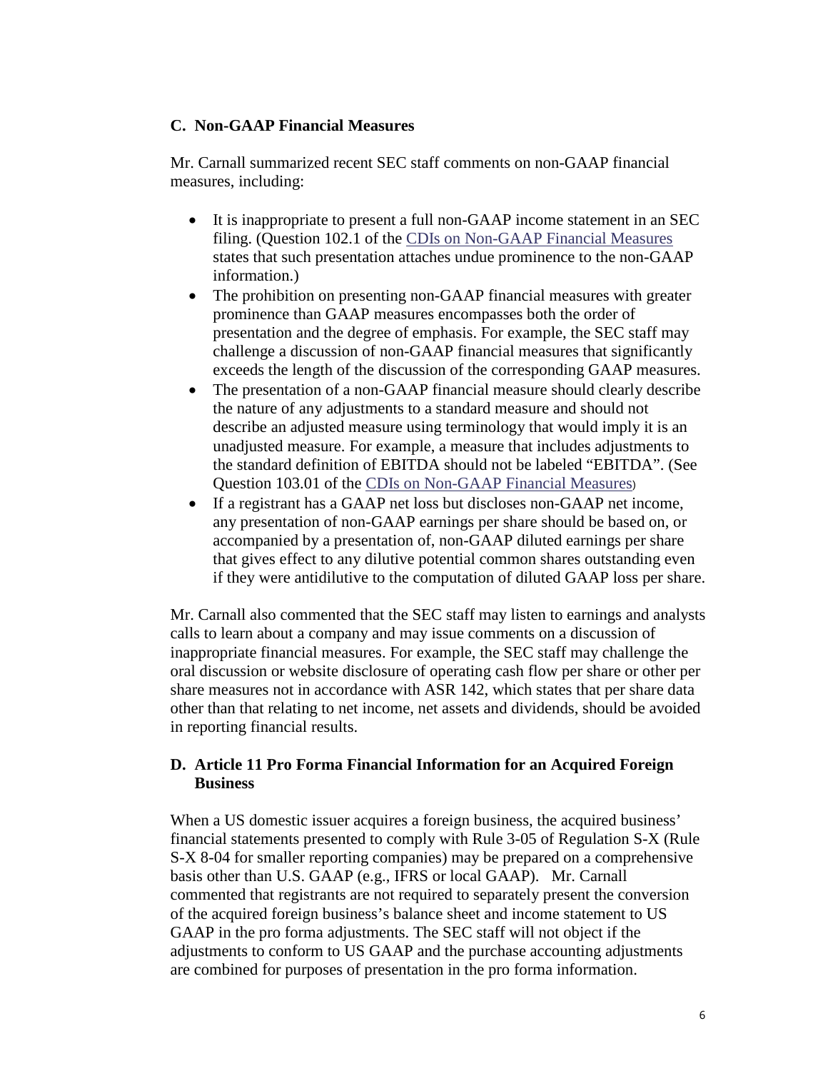## C. Non-GAAP Financial Measures

Mr. Carnall summarized recent SEC staff comments on non-GAAP financial measures, including:

- It is inappropriate to present a full non-GAAP income statement in an SEC filing. (Question 102.1 of the CDIs on Non-GAAP Financial Measures states that such presentation attaches undue prominence to the non-GAAP information.)
- The prohibition on presenting non-GAAP financial measures with greater prominence than GAAP measures encompasses both the order of presentation and the degree of emphasis. For example, the SEC staff may challenge a discussion of non-GAAP financial measures that significantly exceeds the length of the discussion of the corresponding GAAP measures.
- The presentation of a non-GAAP financial measure should clearly describe the nature of any adjustments to a standard measure and should not describe an adjusted measure using terminology that would imply it is an unadjusted measure. For example, a measure that includes adjustments to the standard definition of EBITDA should not be labeled "EBITDA". (See Question 103.01 of the CDIs on Non-GAAP Financial Measures)
- If a registrant has a GAAP net loss but discloses non-GAAP net income, any presentation of non-GAAP earnings per share should be based on, or accompanied by a presentation of, non-GAAP diluted earnings per share that gives effect to any dilutive potential common shares outstanding even if they were antidilutive to the computation of diluted GAAP loss per share.

Mr. Carnall also commented that the SEC staff may listen to earnings and analysts calls to learn about a company and may issue comments on a discussion of inappropriate financial measures. For example, the SEC staff may challenge the oral discussion or website disclosure of operating cash flow per share or other per share measures not in accordance with ASR 142, which states that per share data other than that relating to net income, net assets and dividends, should be avoided in reporting financial results.

## D. Article 11 Pro Forma Financial Information for an Acquired Foreign Business

When a US domestic issuer acquires a foreign business, the acquired business' financial statements presented to comply with Rule 3-05 of Regulation S-X (Rule S-X 8-04 for smaller reporting companies) may be prepared on a comprehensive basis other than U.S. GAAP (e.g., IFRS or local GAAP). Mr. Carnall commented that registrants are not required to separately present the conversion of the acquired foreign business's balance sheet and income statement to US GAAP in the pro forma adjustments. The SEC staff will not object if the adjustments to conform to US GAAP and the purchase accounting adjustments are combined for purposes of presentation in the pro forma information.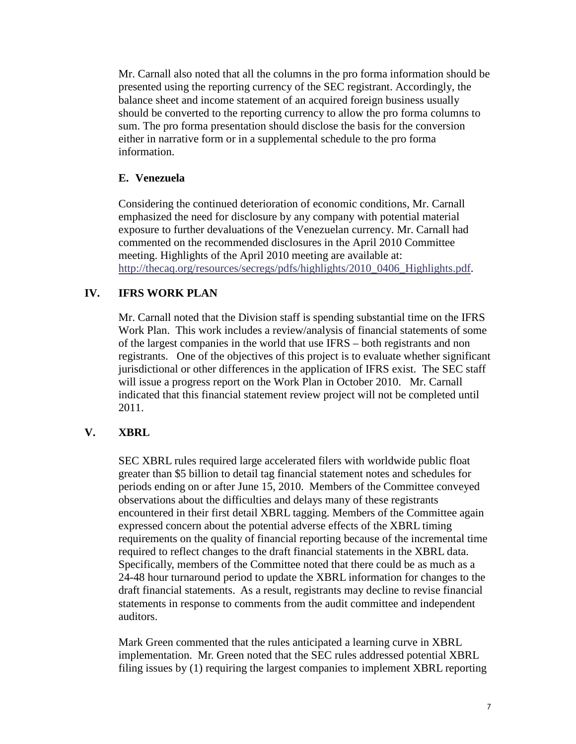Mr. Carnall also noted that all the columns in the pro forma information should be presented using the reporting currency of the SEC registrant. Accordingly, the balance sheet and income statement of an acquired foreign business usually should be converted to the reporting currency to allow the pro forma columns to sum. The pro forma presentation should disclose the basis for the conversion either in narrative form or in a supplemental schedule to the pro forma information.

### E. Venezuela

Considering the continued deterioration of economic conditions, Mr. Carnall emphasized the need for disclosure by any company with potential material exposure to further devaluations of the Venezuelan currency. Mr. Carnall had commented on the recommended disclosures in the April 2010 Committee meeting. Highlights of the April 2010 meeting are available at: http://thecaq.org/resources/secregs/pdfs/highlights/2010_0406_Highlights.pdf.

## IV. IFRS WORK PLAN

Mr. Carnall noted that the Division staff is spending substantial time on the IFRS Work Plan. This work includes a review/analysis of financial statements of some of the largest companies in the world that use IFRS – both registrants and non registrants. One of the objectives of this project is to evaluate whether significant jurisdictional or other differences in the application of IFRS exist. The SEC staff will issue a progress report on the Work Plan in October 2010. Mr. Carnall indicated that this financial statement review project will not be completed until 2011.

## V. XBRL

SEC XBRL rules required large accelerated filers with worldwide public float greater than $5 billion to detail tag financial statement notes and schedules for periods ending on or after June 15, 2010. Members of the Committee conveyed observations about the difficulties and delays many of these registrants encountered in their first detail XBRL tagging. Members of the Committee again expressed concern about the potential adverse effects of the XBRL timing requirements on the quality of financial reporting because of the incremental time required to reflect changes to the draft financial statements in the XBRL data. Specifically, members of the Committee noted that there could be as much as a 24-48 hour turnaround period to update the XBRL information for changes to the draft financial statements. As a result, registrants may decline to revise financial statements in response to comments from the audit committee and independent auditors.

Mark Green commented that the rules anticipated a learning curve in XBRL implementation. Mr. Green noted that the SEC rules addressed potential XBRL filing issues by (1) requiring the largest companies to implement XBRL reporting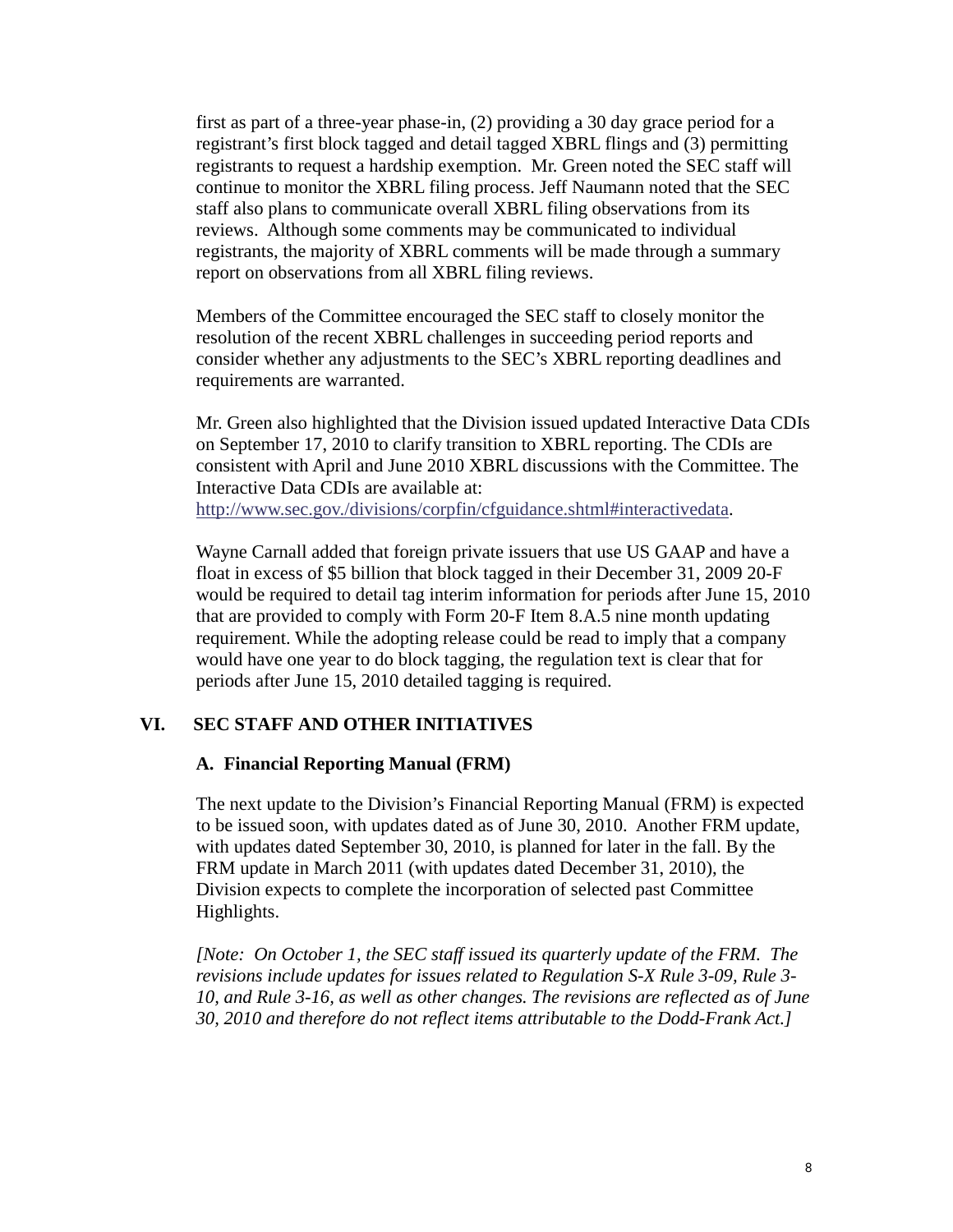first as part of a three-year phase-in, (2) providing a 30 day grace period for a registrant's first block tagged and detail tagged XBRL flings and (3) permitting registrants to request a hardship exemption. Mr. Green noted the SEC staff will continue to monitor the XBRL filing process. Jeff Naumann noted that the SEC staff also plans to communicate overall XBRL filing observations from its reviews. Although some comments may be communicated to individual registrants, the majority of XBRL comments will be made through a summary report on observations from all XBRL filing reviews.

Members of the Committee encouraged the SEC staff to closely monitor the resolution of the recent XBRL challenges in succeeding period reports and consider whether any adjustments to the SEC's XBRL reporting deadlines and requirements are warranted.

Mr. Green also highlighted that the Division issued updated Interactive Data CDIs on September 17, 2010 to clarify transition to XBRL reporting. The CDIs are consistent with April and June 2010 XBRL discussions with the Committee. The Interactive Data CDIs are available at: http://www.sec.gov./divisions/corpfin/cfguidance.shtml#interactivedata.

Wayne Carnall added that foreign private issuers that use US GAAP and have a float in excess of $5 billion that block tagged in their December 31, 2009 20-F would be required to detail tag interim information for periods after June 15, 2010 that are provided to comply with Form 20-F Item 8.A.5 nine month updating requirement. While the adopting release could be read to imply that a company would have one year to do block tagging, the regulation text is clear that for periods after June 15, 2010 detailed tagging is required.

## VI. SEC STAFF AND OTHER INITIATIVES

### A. Financial Reporting Manual (FRM)

The next update to the Division's Financial Reporting Manual (FRM) is expected to be issued soon, with updates dated as of June 30, 2010. Another FRM update, with updates dated September 30, 2010, is planned for later in the fall. By the FRM update in March 2011 (with updates dated December 31, 2010), the Division expects to complete the incorporation of selected past Committee Highlights.

*[Note: On October 1, the SEC staff issued its quarterly update of the FRM. The revisions include updates for issues related to Regulation S-X Rule 3-09, Rule 3-10, and Rule 3-16, as well as other changes. The revisions are reflected as of June 30, 2010 and therefore do not reflect items attributable to the Dodd-Frank Act.]*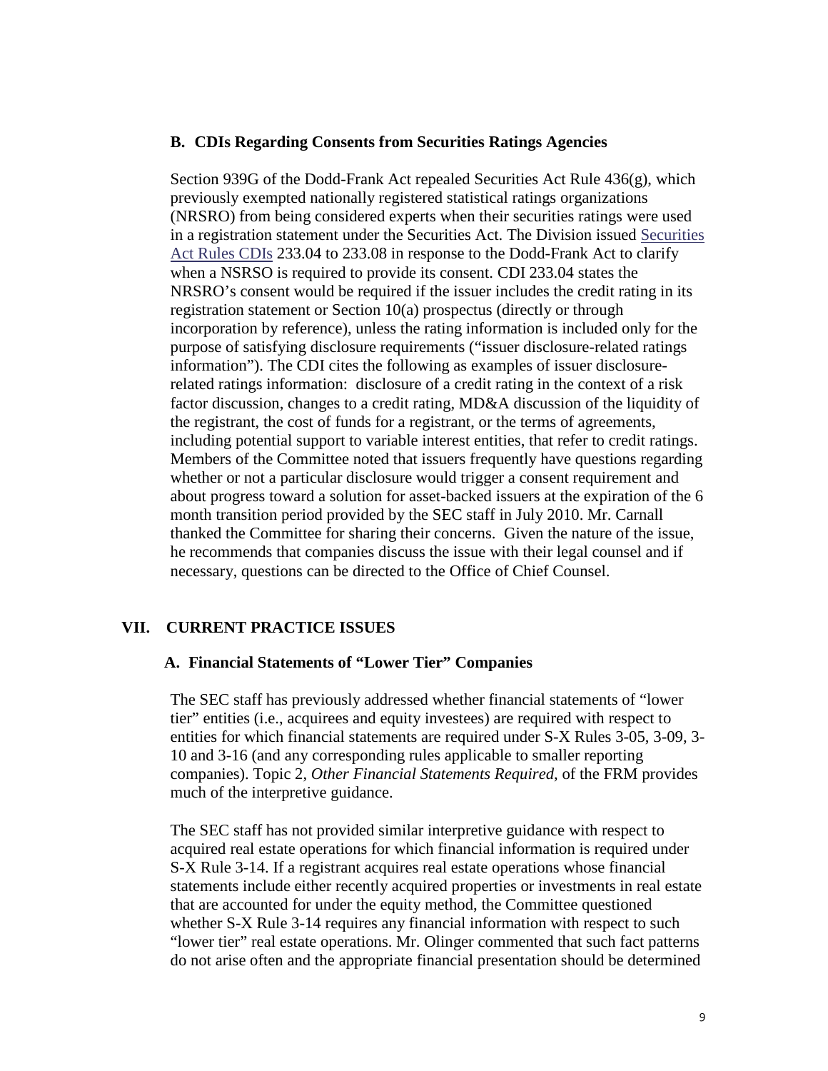### B. CDIs Regarding Consents from Securities Ratings Agencies

Section 939G of the Dodd-Frank Act repealed Securities Act Rule 436(g), which previously exempted nationally registered statistical ratings organizations (NRSRO) from being considered experts when their securities ratings were used in a registration statement under the Securities Act. The Division issued Securities Act Rules CDIs 233.04 to 233.08 in response to the Dodd-Frank Act to clarify when a NSRSO is required to provide its consent. CDI 233.04 states the NRSRO's consent would be required if the issuer includes the credit rating in its registration statement or Section 10(a) prospectus (directly or through incorporation by reference), unless the rating information is included only for the purpose of satisfying disclosure requirements ("issuer disclosure-related ratings information"). The CDI cites the following as examples of issuer disclosure-related ratings information: disclosure of a credit rating in the context of a risk factor discussion, changes to a credit rating, MD&A discussion of the liquidity of the registrant, the cost of funds for a registrant, or the terms of agreements, including potential support to variable interest entities, that refer to credit ratings. Members of the Committee noted that issuers frequently have questions regarding whether or not a particular disclosure would trigger a consent requirement and about progress toward a solution for asset-backed issuers at the expiration of the 6 month transition period provided by the SEC staff in July 2010. Mr. Carnall thanked the Committee for sharing their concerns. Given the nature of the issue, he recommends that companies discuss the issue with their legal counsel and if necessary, questions can be directed to the Office of Chief Counsel.

## VII. CURRENT PRACTICE ISSUES

### A. Financial Statements of "Lower Tier" Companies

The SEC staff has previously addressed whether financial statements of "lower tier" entities (i.e., acquirees and equity investees) are required with respect to entities for which financial statements are required under S-X Rules 3-05, 3-09, 3-10 and 3-16 (and any corresponding rules applicable to smaller reporting companies). Topic 2, *Other Financial Statements Required*, of the FRM provides much of the interpretive guidance.

The SEC staff has not provided similar interpretive guidance with respect to acquired real estate operations for which financial information is required under S-X Rule 3-14. If a registrant acquires real estate operations whose financial statements include either recently acquired properties or investments in real estate that are accounted for under the equity method, the Committee questioned whether S-X Rule 3-14 requires any financial information with respect to such "lower tier" real estate operations. Mr. Olinger commented that such fact patterns do not arise often and the appropriate financial presentation should be determined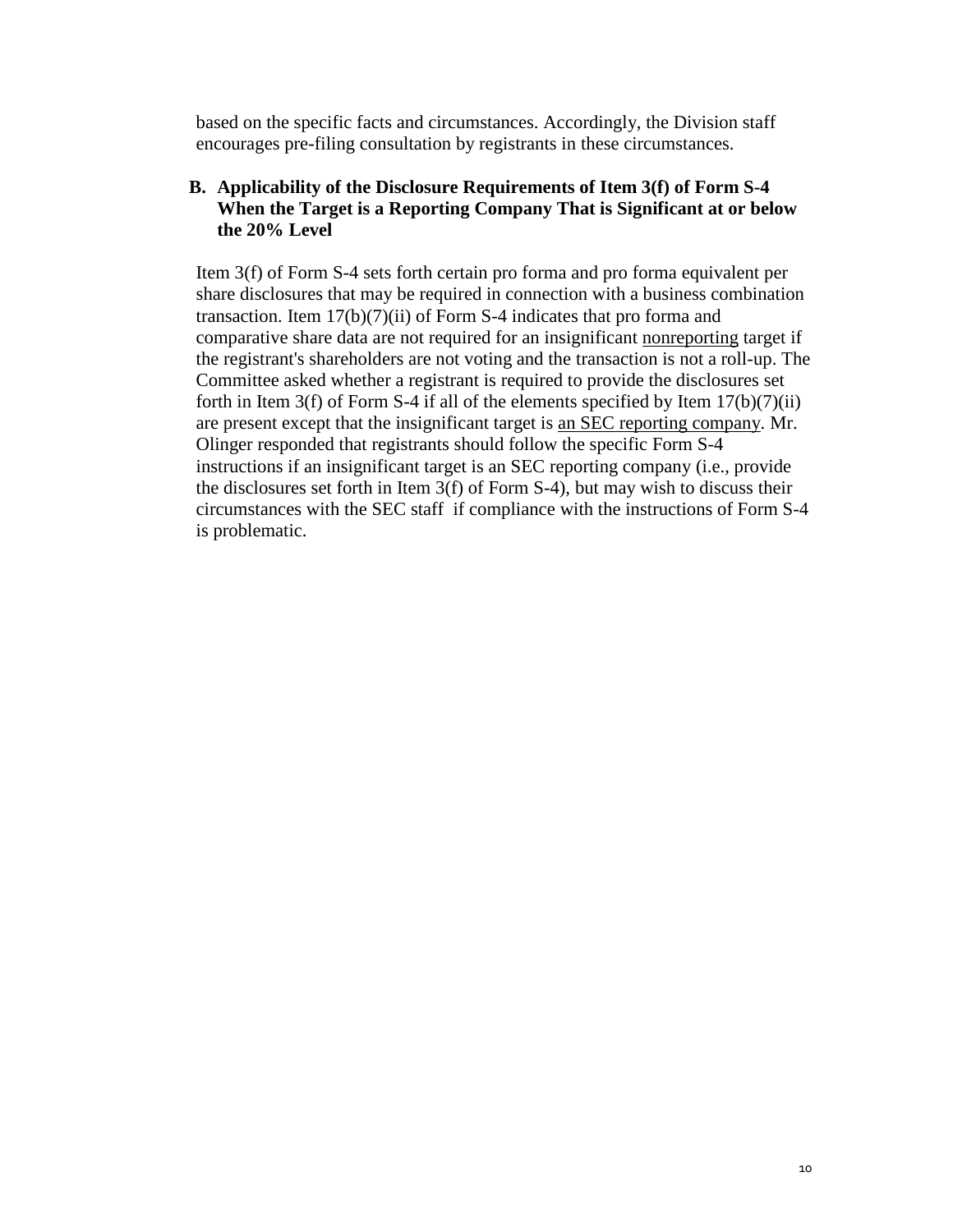based on the specific facts and circumstances. Accordingly, the Division staff encourages pre-filing consultation by registrants in these circumstances.

**B. Applicability of the Disclosure Requirements of Item 3(f) of Form S-4 When the Target is a Reporting Company That is Significant at or below the 20% Level**

Item 3(f) of Form S-4 sets forth certain pro forma and pro forma equivalent per share disclosures that may be required in connection with a business combination transaction. Item 17(b)(7)(ii) of Form S-4 indicates that pro forma and comparative share data are not required for an insignificant nonreporting target if the registrant's shareholders are not voting and the transaction is not a roll-up. The Committee asked whether a registrant is required to provide the disclosures set forth in Item 3(f) of Form S-4 if all of the elements specified by Item 17(b)(7)(ii) are present except that the insignificant target is an SEC reporting company. Mr. Olinger responded that registrants should follow the specific Form S-4 instructions if an insignificant target is an SEC reporting company (i.e., provide the disclosures set forth in Item 3(f) of Form S-4), but may wish to discuss their circumstances with the SEC staff if compliance with the instructions of Form S-4 is problematic.